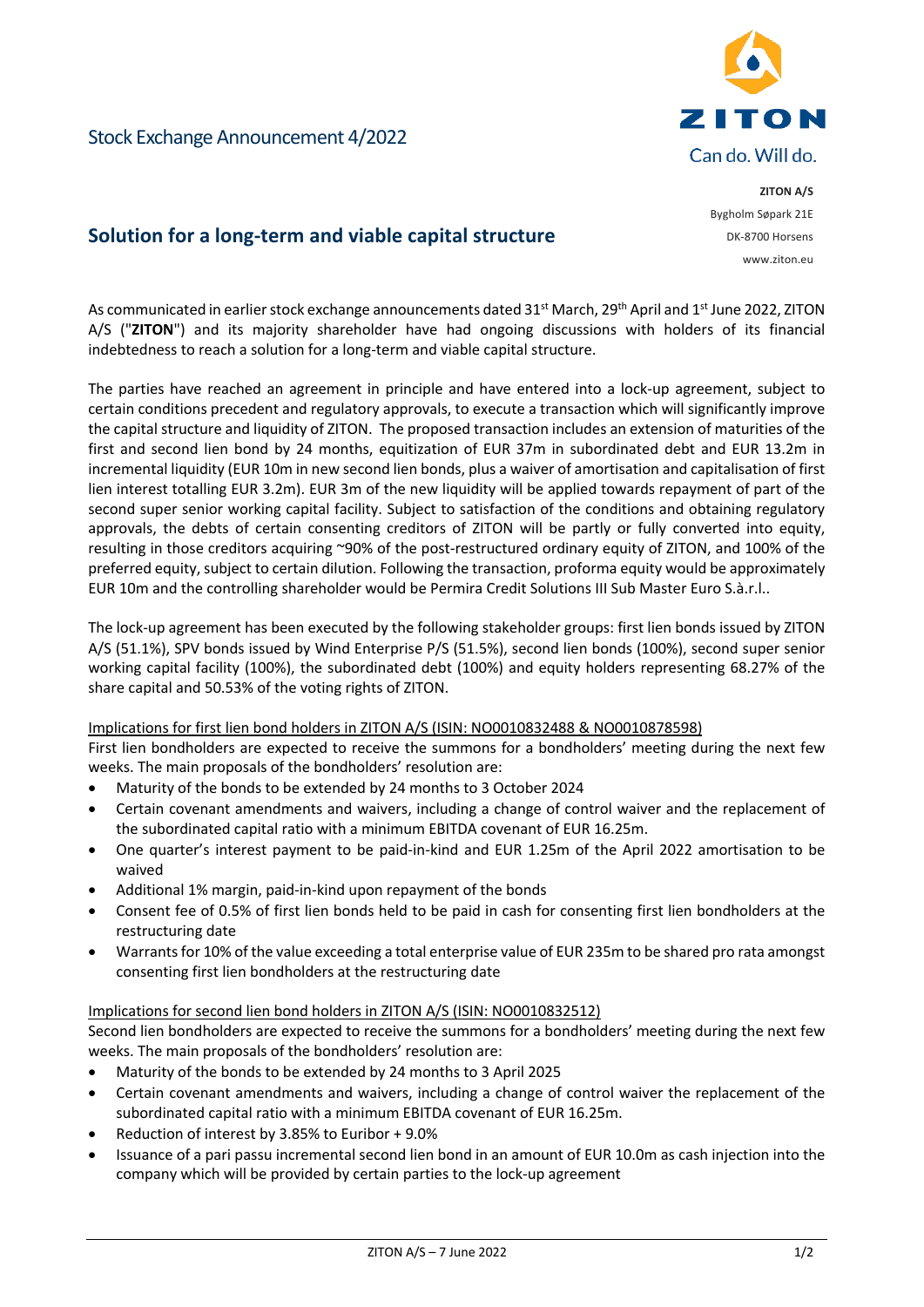Stock Exchange Announcement 4/2022

ZITON
Can do. Will do.

**ZITON A/S**
Bygholm Søpark 21E
DK-8700 Horsens
www.ziton.eu

## Solution for a long-term and viable capital structure

As communicated in earlier stock exchange announcements dated 31st March, 29th April and 1st June 2022, ZITON A/S ("**ZITON**") and its majority shareholder have had ongoing discussions with holders of its financial indebtedness to reach a solution for a long-term and viable capital structure.

The parties have reached an agreement in principle and have entered into a lock-up agreement, subject to certain conditions precedent and regulatory approvals, to execute a transaction which will significantly improve the capital structure and liquidity of ZITON. The proposed transaction includes an extension of maturities of the first and second lien bond by 24 months, equitization of EUR 37m in subordinated debt and EUR 13.2m in incremental liquidity (EUR 10m in new second lien bonds, plus a waiver of amortisation and capitalisation of first lien interest totalling EUR 3.2m). EUR 3m of the new liquidity will be applied towards repayment of part of the second super senior working capital facility. Subject to satisfaction of the conditions and obtaining regulatory approvals, the debts of certain consenting creditors of ZITON will be partly or fully converted into equity, resulting in those creditors acquiring ~90% of the post-restructured ordinary equity of ZITON, and 100% of the preferred equity, subject to certain dilution. Following the transaction, proforma equity would be approximately EUR 10m and the controlling shareholder would be Permira Credit Solutions III Sub Master Euro S.à.r.l..

The lock-up agreement has been executed by the following stakeholder groups: first lien bonds issued by ZITON A/S (51.1%), SPV bonds issued by Wind Enterprise P/S (51.5%), second lien bonds (100%), second super senior working capital facility (100%), the subordinated debt (100%) and equity holders representing 68.27% of the share capital and 50.53% of the voting rights of ZITON.

Implications for first lien bond holders in ZITON A/S (ISIN: NO0010832488 & NO0010878598)

First lien bondholders are expected to receive the summons for a bondholders' meeting during the next few weeks. The main proposals of the bondholders' resolution are:

- Maturity of the bonds to be extended by 24 months to 3 October 2024
- Certain covenant amendments and waivers, including a change of control waiver and the replacement of the subordinated capital ratio with a minimum EBITDA covenant of EUR 16.25m.
- One quarter's interest payment to be paid-in-kind and EUR 1.25m of the April 2022 amortisation to be waived
- Additional 1% margin, paid-in-kind upon repayment of the bonds
- Consent fee of 0.5% of first lien bonds held to be paid in cash for consenting first lien bondholders at the restructuring date
- Warrants for 10% of the value exceeding a total enterprise value of EUR 235m to be shared pro rata amongst consenting first lien bondholders at the restructuring date

Implications for second lien bond holders in ZITON A/S (ISIN: NO0010832512)

Second lien bondholders are expected to receive the summons for a bondholders' meeting during the next few weeks. The main proposals of the bondholders' resolution are:

- Maturity of the bonds to be extended by 24 months to 3 April 2025
- Certain covenant amendments and waivers, including a change of control waiver the replacement of the subordinated capital ratio with a minimum EBITDA covenant of EUR 16.25m.
- Reduction of interest by 3.85% to Euribor + 9.0%
- Issuance of a pari passu incremental second lien bond in an amount of EUR 10.0m as cash injection into the company which will be provided by certain parties to the lock-up agreement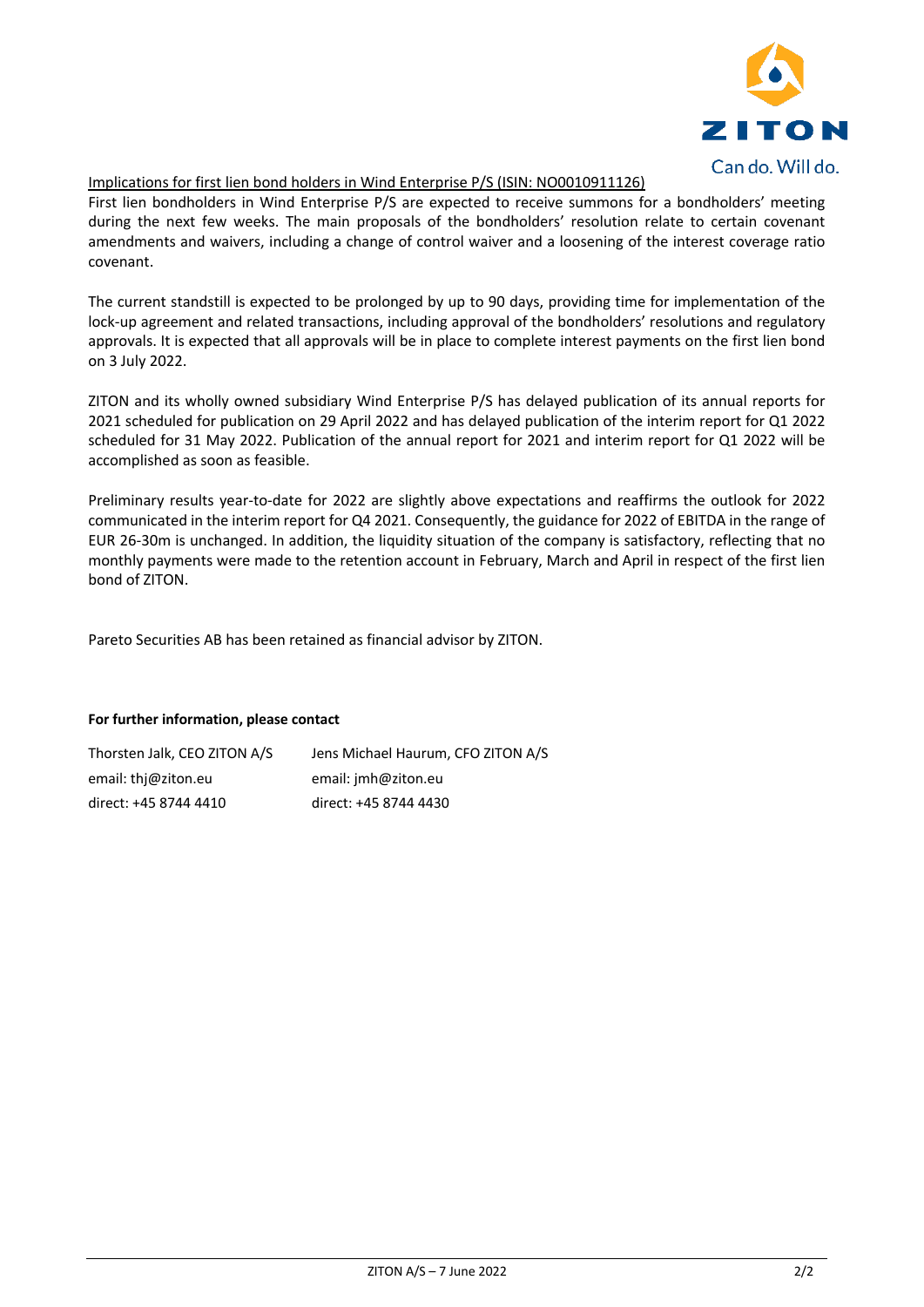Implications for first lien bond holders in Wind Enterprise P/S (ISIN: NO0010911126)

First lien bondholders in Wind Enterprise P/S are expected to receive summons for a bondholders' meeting during the next few weeks. The main proposals of the bondholders' resolution relate to certain covenant amendments and waivers, including a change of control waiver and a loosening of the interest coverage ratio covenant.

The current standstill is expected to be prolonged by up to 90 days, providing time for implementation of the lock-up agreement and related transactions, including approval of the bondholders' resolutions and regulatory approvals. It is expected that all approvals will be in place to complete interest payments on the first lien bond on 3 July 2022.

ZITON and its wholly owned subsidiary Wind Enterprise P/S has delayed publication of its annual reports for 2021 scheduled for publication on 29 April 2022 and has delayed publication of the interim report for Q1 2022 scheduled for 31 May 2022. Publication of the annual report for 2021 and interim report for Q1 2022 will be accomplished as soon as feasible.

Preliminary results year-to-date for 2022 are slightly above expectations and reaffirms the outlook for 2022 communicated in the interim report for Q4 2021. Consequently, the guidance for 2022 of EBITDA in the range of EUR 26-30m is unchanged. In addition, the liquidity situation of the company is satisfactory, reflecting that no monthly payments were made to the retention account in February, March and April in respect of the first lien bond of ZITON.

Pareto Securities AB has been retained as financial advisor by ZITON.

**For further information, please contact**

| | |
|---|---|
| Thorsten Jalk, CEO ZITON A/S | Jens Michael Haurum, CFO ZITON A/S |
| email: thj@ziton.eu | email: jmh@ziton.eu |
| direct: +45 8744 4410 | direct: +45 8744 4430 |